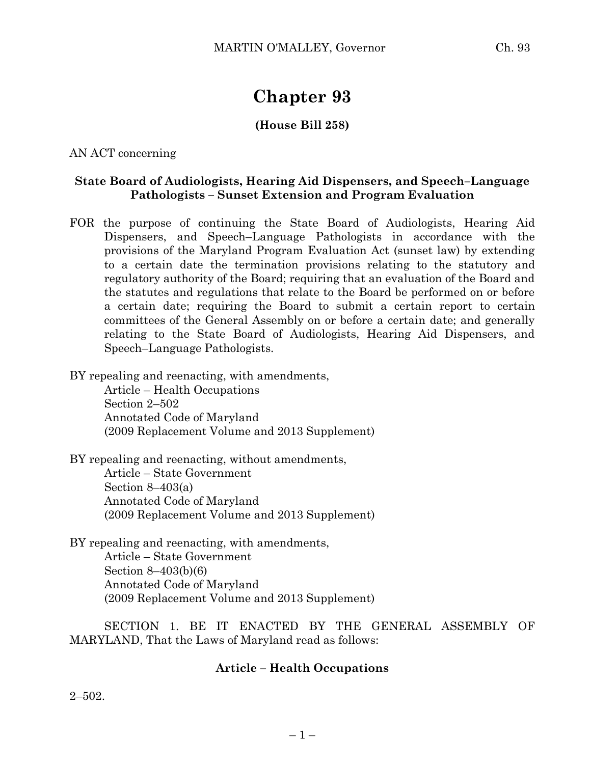# Chapter 93

**(House Bill 258)**

AN ACT concerning

**State Board of Audiologists, Hearing Aid Dispensers, and Speech–Language Pathologists – Sunset Extension and Program Evaluation**

FOR the purpose of continuing the State Board of Audiologists, Hearing Aid Dispensers, and Speech–Language Pathologists in accordance with the provisions of the Maryland Program Evaluation Act (sunset law) by extending to a certain date the termination provisions relating to the statutory and regulatory authority of the Board; requiring that an evaluation of the Board and the statutes and regulations that relate to the Board be performed on or before a certain date; requiring the Board to submit a certain report to certain committees of the General Assembly on or before a certain date; and generally relating to the State Board of Audiologists, Hearing Aid Dispensers, and Speech–Language Pathologists.

BY repealing and reenacting, with amendments,
Article – Health Occupations
Section 2–502
Annotated Code of Maryland
(2009 Replacement Volume and 2013 Supplement)

BY repealing and reenacting, without amendments,
Article – State Government
Section 8–403(a)
Annotated Code of Maryland
(2009 Replacement Volume and 2013 Supplement)

BY repealing and reenacting, with amendments,
Article – State Government
Section 8–403(b)(6)
Annotated Code of Maryland
(2009 Replacement Volume and 2013 Supplement)

SECTION 1. BE IT ENACTED BY THE GENERAL ASSEMBLY OF MARYLAND, That the Laws of Maryland read as follows:

**Article – Health Occupations**

2–502.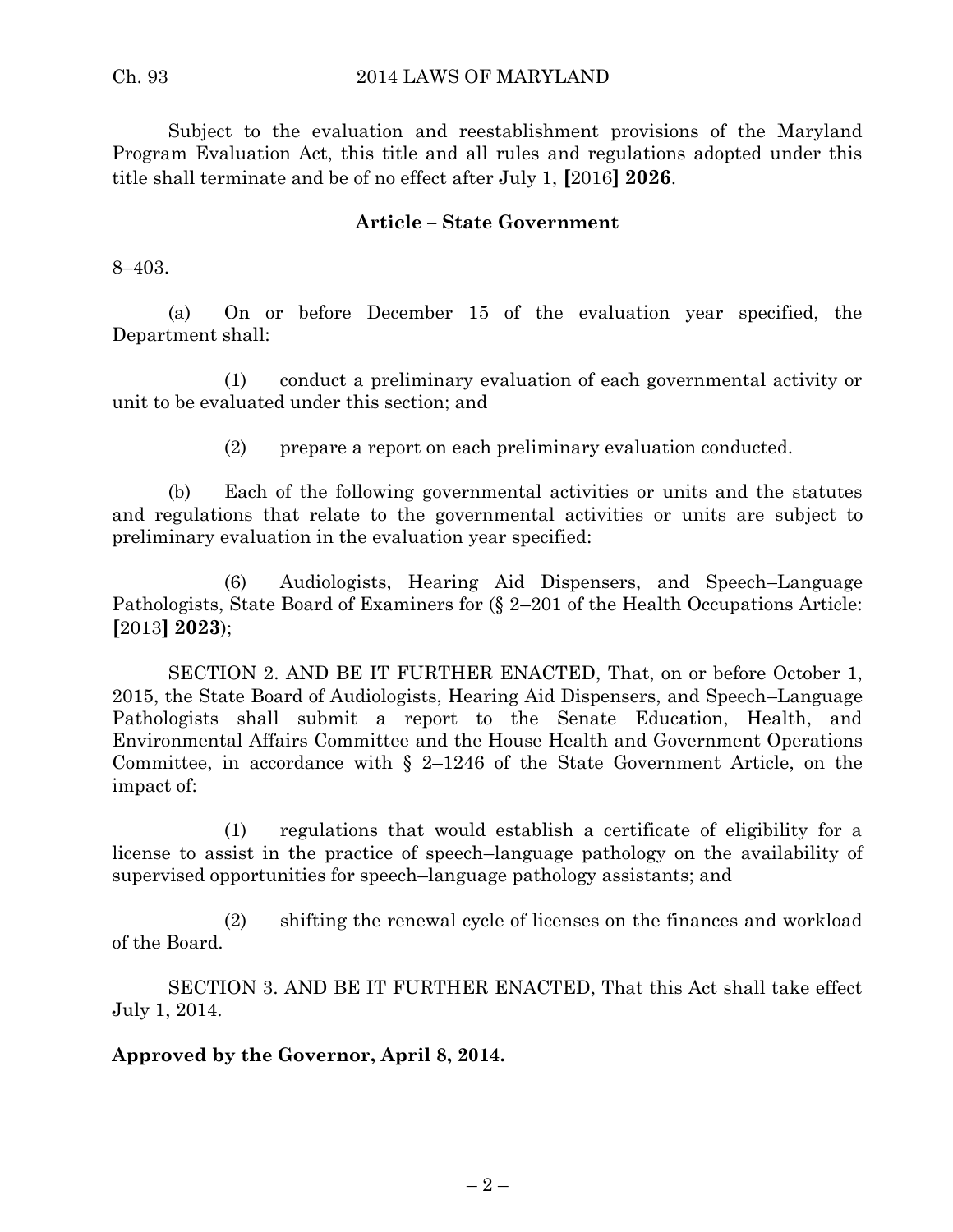Subject to the evaluation and reestablishment provisions of the Maryland Program Evaluation Act, this title and all rules and regulations adopted under this title shall terminate and be of no effect after July 1, **[**2016**] 2026**.

## Article – State Government

8–403.

(a) On or before December 15 of the evaluation year specified, the Department shall:

(1) conduct a preliminary evaluation of each governmental activity or unit to be evaluated under this section; and

(2) prepare a report on each preliminary evaluation conducted.

(b) Each of the following governmental activities or units and the statutes and regulations that relate to the governmental activities or units are subject to preliminary evaluation in the evaluation year specified:

(6) Audiologists, Hearing Aid Dispensers, and Speech–Language Pathologists, State Board of Examiners for (§ 2–201 of the Health Occupations Article: **[**2013**] 2023**);

SECTION 2. AND BE IT FURTHER ENACTED, That, on or before October 1, 2015, the State Board of Audiologists, Hearing Aid Dispensers, and Speech–Language Pathologists shall submit a report to the Senate Education, Health, and Environmental Affairs Committee and the House Health and Government Operations Committee, in accordance with § 2–1246 of the State Government Article, on the impact of:

(1) regulations that would establish a certificate of eligibility for a license to assist in the practice of speech–language pathology on the availability of supervised opportunities for speech–language pathology assistants; and

(2) shifting the renewal cycle of licenses on the finances and workload of the Board.

SECTION 3. AND BE IT FURTHER ENACTED, That this Act shall take effect July 1, 2014.

**Approved by the Governor, April 8, 2014.**